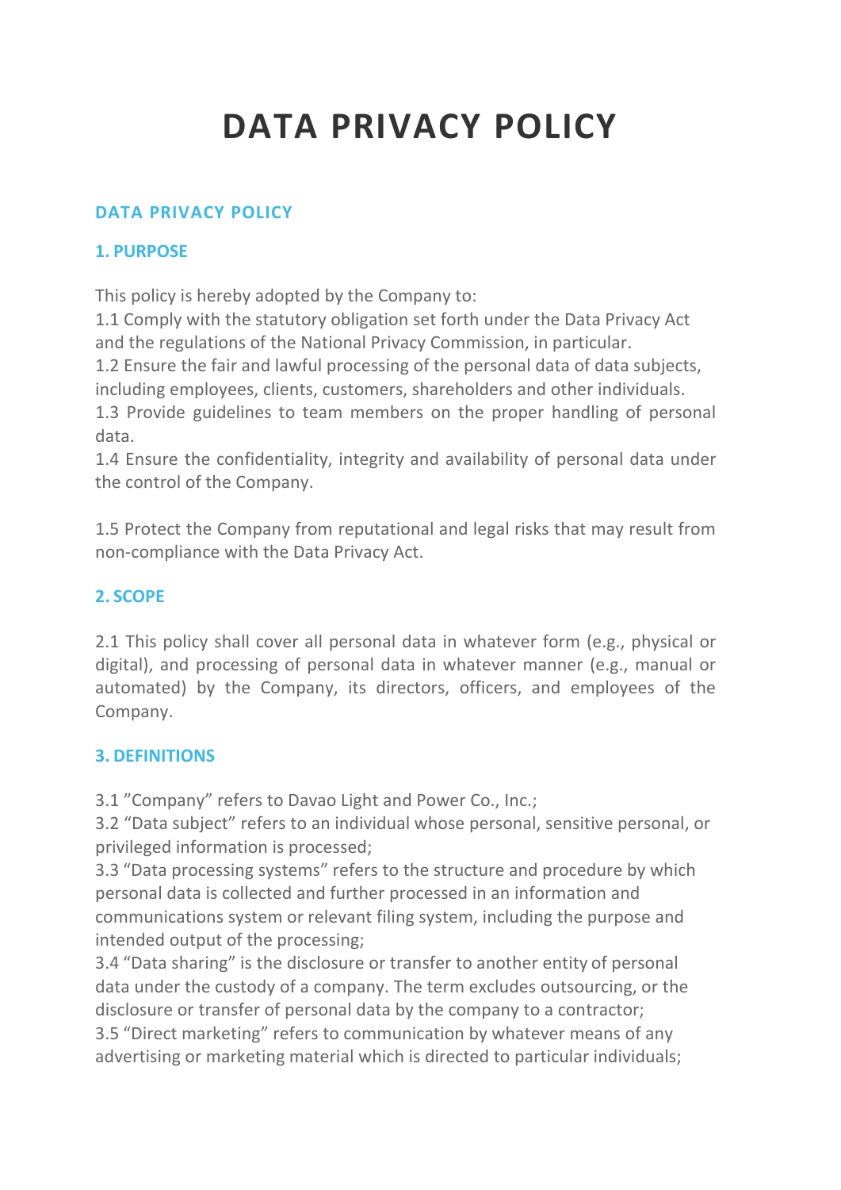# DATA PRIVACY POLICY

## DATA PRIVACY POLICY

### 1. PURPOSE

This policy is hereby adopted by the Company to:

1.1 Comply with the statutory obligation set forth under the Data Privacy Act and the regulations of the National Privacy Commission, in particular.

1.2 Ensure the fair and lawful processing of the personal data of data subjects, including employees, clients, customers, shareholders and other individuals.

1.3 Provide guidelines to team members on the proper handling of personal data.

1.4 Ensure the confidentiality, integrity and availability of personal data under the control of the Company.

1.5 Protect the Company from reputational and legal risks that may result from non-compliance with the Data Privacy Act.

### 2. SCOPE

2.1 This policy shall cover all personal data in whatever form (e.g., physical or digital), and processing of personal data in whatever manner (e.g., manual or automated) by the Company, its directors, officers, and employees of the Company.

### 3. DEFINITIONS

3.1 "Company" refers to Davao Light and Power Co., Inc.;

3.2 "Data subject" refers to an individual whose personal, sensitive personal, or privileged information is processed;

3.3 "Data processing systems" refers to the structure and procedure by which personal data is collected and further processed in an information and communications system or relevant filing system, including the purpose and intended output of the processing;

3.4 "Data sharing" is the disclosure or transfer to another entity of personal data under the custody of a company. The term excludes outsourcing, or the disclosure or transfer of personal data by the company to a contractor;

3.5 "Direct marketing" refers to communication by whatever means of any advertising or marketing material which is directed to particular individuals;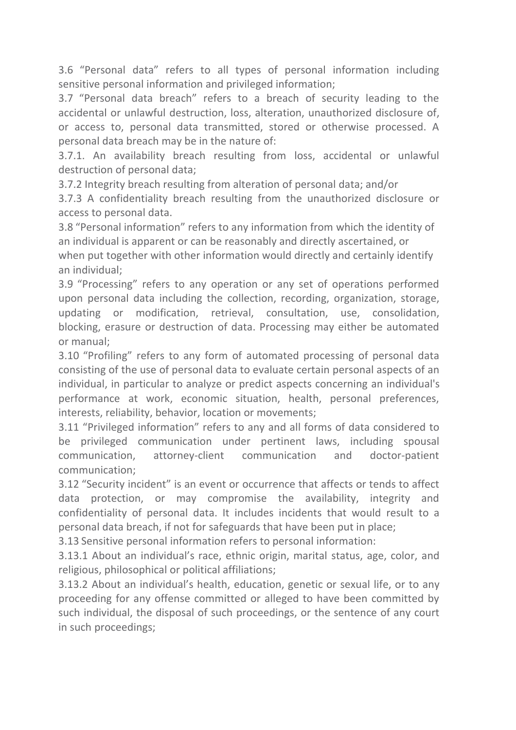3.6 “Personal data” refers to all types of personal information including sensitive personal information and privileged information;

3.7 “Personal data breach” refers to a breach of security leading to the accidental or unlawful destruction, loss, alteration, unauthorized disclosure of, or access to, personal data transmitted, stored or otherwise processed. A personal data breach may be in the nature of:

3.7.1. An availability breach resulting from loss, accidental or unlawful destruction of personal data;

3.7.2 Integrity breach resulting from alteration of personal data; and/or

3.7.3 A confidentiality breach resulting from the unauthorized disclosure or access to personal data.

3.8 “Personal information” refers to any information from which the identity of an individual is apparent or can be reasonably and directly ascertained, or when put together with other information would directly and certainly identify an individual;

3.9 “Processing” refers to any operation or any set of operations performed upon personal data including the collection, recording, organization, storage, updating or modification, retrieval, consultation, use, consolidation, blocking, erasure or destruction of data. Processing may either be automated or manual;

3.10 “Profiling” refers to any form of automated processing of personal data consisting of the use of personal data to evaluate certain personal aspects of an individual, in particular to analyze or predict aspects concerning an individual's performance at work, economic situation, health, personal preferences, interests, reliability, behavior, location or movements;

3.11 “Privileged information” refers to any and all forms of data considered to be privileged communication under pertinent laws, including spousal communication, attorney-client communication and doctor-patient communication;

3.12 “Security incident” is an event or occurrence that affects or tends to affect data protection, or may compromise the availability, integrity and confidentiality of personal data. It includes incidents that would result to a personal data breach, if not for safeguards that have been put in place;

3.13 Sensitive personal information refers to personal information:

3.13.1 About an individual’s race, ethnic origin, marital status, age, color, and religious, philosophical or political affiliations;

3.13.2 About an individual’s health, education, genetic or sexual life, or to any proceeding for any offense committed or alleged to have been committed by such individual, the disposal of such proceedings, or the sentence of any court in such proceedings;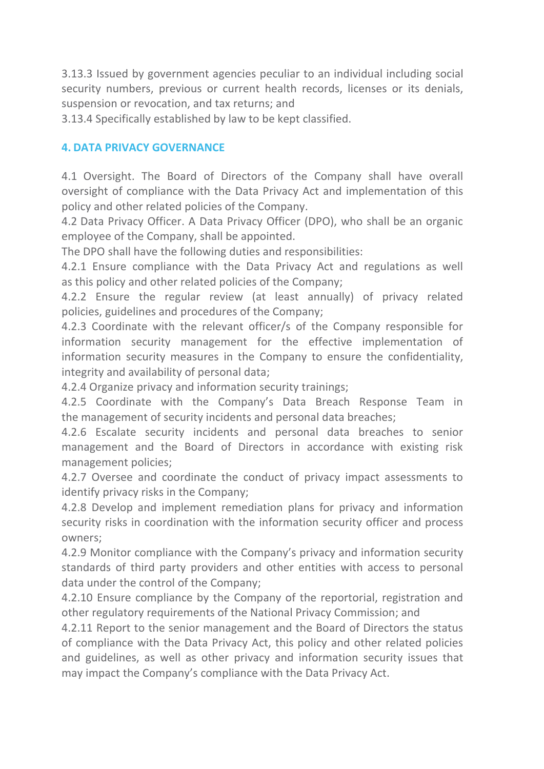3.13.3 Issued by government agencies peculiar to an individual including social security numbers, previous or current health records, licenses or its denials, suspension or revocation, and tax returns; and

3.13.4 Specifically established by law to be kept classified.

## 4. DATA PRIVACY GOVERNANCE

4.1 Oversight. The Board of Directors of the Company shall have overall oversight of compliance with the Data Privacy Act and implementation of this policy and other related policies of the Company.

4.2 Data Privacy Officer. A Data Privacy Officer (DPO), who shall be an organic employee of the Company, shall be appointed.

The DPO shall have the following duties and responsibilities:

4.2.1 Ensure compliance with the Data Privacy Act and regulations as well as this policy and other related policies of the Company;

4.2.2 Ensure the regular review (at least annually) of privacy related policies, guidelines and procedures of the Company;

4.2.3 Coordinate with the relevant officer/s of the Company responsible for information security management for the effective implementation of information security measures in the Company to ensure the confidentiality, integrity and availability of personal data;

4.2.4 Organize privacy and information security trainings;

4.2.5 Coordinate with the Company's Data Breach Response Team in the management of security incidents and personal data breaches;

4.2.6 Escalate security incidents and personal data breaches to senior management and the Board of Directors in accordance with existing risk management policies;

4.2.7 Oversee and coordinate the conduct of privacy impact assessments to identify privacy risks in the Company;

4.2.8 Develop and implement remediation plans for privacy and information security risks in coordination with the information security officer and process owners;

4.2.9 Monitor compliance with the Company's privacy and information security standards of third party providers and other entities with access to personal data under the control of the Company;

4.2.10 Ensure compliance by the Company of the reportorial, registration and other regulatory requirements of the National Privacy Commission; and

4.2.11 Report to the senior management and the Board of Directors the status of compliance with the Data Privacy Act, this policy and other related policies and guidelines, as well as other privacy and information security issues that may impact the Company's compliance with the Data Privacy Act.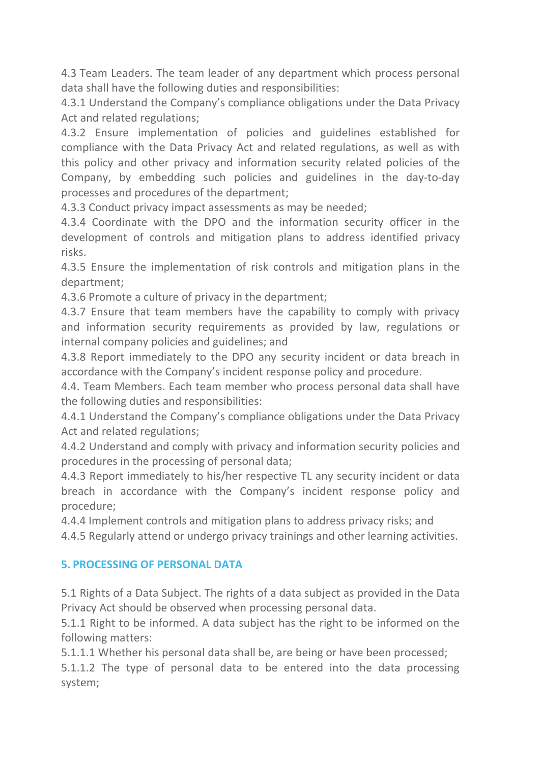4.3 Team Leaders. The team leader of any department which process personal data shall have the following duties and responsibilities:

4.3.1 Understand the Company's compliance obligations under the Data Privacy Act and related regulations;

4.3.2 Ensure implementation of policies and guidelines established for compliance with the Data Privacy Act and related regulations, as well as with this policy and other privacy and information security related policies of the Company, by embedding such policies and guidelines in the day-to-day processes and procedures of the department;

4.3.3 Conduct privacy impact assessments as may be needed;

4.3.4 Coordinate with the DPO and the information security officer in the development of controls and mitigation plans to address identified privacy risks.

4.3.5 Ensure the implementation of risk controls and mitigation plans in the department;

4.3.6 Promote a culture of privacy in the department;

4.3.7 Ensure that team members have the capability to comply with privacy and information security requirements as provided by law, regulations or internal company policies and guidelines; and

4.3.8 Report immediately to the DPO any security incident or data breach in accordance with the Company's incident response policy and procedure.

4.4. Team Members. Each team member who process personal data shall have the following duties and responsibilities:

4.4.1 Understand the Company's compliance obligations under the Data Privacy Act and related regulations;

4.4.2 Understand and comply with privacy and information security policies and procedures in the processing of personal data;

4.4.3 Report immediately to his/her respective TL any security incident or data breach in accordance with the Company's incident response policy and procedure;

4.4.4 Implement controls and mitigation plans to address privacy risks; and

4.4.5 Regularly attend or undergo privacy trainings and other learning activities.

## 5. PROCESSING OF PERSONAL DATA

5.1 Rights of a Data Subject. The rights of a data subject as provided in the Data Privacy Act should be observed when processing personal data.

5.1.1 Right to be informed. A data subject has the right to be informed on the following matters:

5.1.1.1 Whether his personal data shall be, are being or have been processed;

5.1.1.2 The type of personal data to be entered into the data processing system;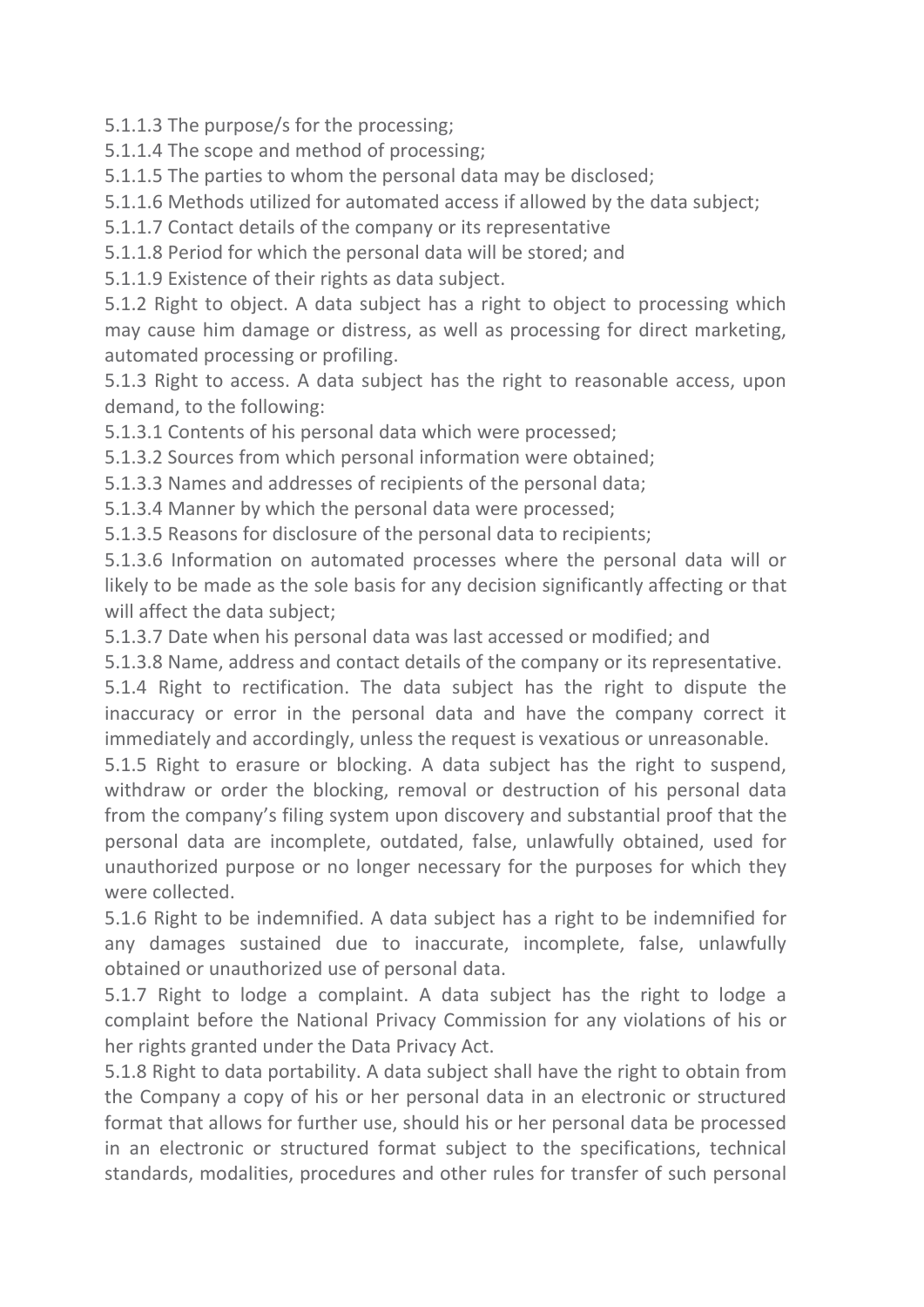5.1.1.3 The purpose/s for the processing;

5.1.1.4 The scope and method of processing;

5.1.1.5 The parties to whom the personal data may be disclosed;

5.1.1.6 Methods utilized for automated access if allowed by the data subject;

5.1.1.7 Contact details of the company or its representative

5.1.1.8 Period for which the personal data will be stored; and

5.1.1.9 Existence of their rights as data subject.

5.1.2 Right to object. A data subject has a right to object to processing which may cause him damage or distress, as well as processing for direct marketing, automated processing or profiling.

5.1.3 Right to access. A data subject has the right to reasonable access, upon demand, to the following:

5.1.3.1 Contents of his personal data which were processed;

5.1.3.2 Sources from which personal information were obtained;

5.1.3.3 Names and addresses of recipients of the personal data;

5.1.3.4 Manner by which the personal data were processed;

5.1.3.5 Reasons for disclosure of the personal data to recipients;

5.1.3.6 Information on automated processes where the personal data will or likely to be made as the sole basis for any decision significantly affecting or that will affect the data subject;

5.1.3.7 Date when his personal data was last accessed or modified; and

5.1.3.8 Name, address and contact details of the company or its representative.

5.1.4 Right to rectification. The data subject has the right to dispute the inaccuracy or error in the personal data and have the company correct it immediately and accordingly, unless the request is vexatious or unreasonable.

5.1.5 Right to erasure or blocking. A data subject has the right to suspend, withdraw or order the blocking, removal or destruction of his personal data from the company's filing system upon discovery and substantial proof that the personal data are incomplete, outdated, false, unlawfully obtained, used for unauthorized purpose or no longer necessary for the purposes for which they were collected.

5.1.6 Right to be indemnified. A data subject has a right to be indemnified for any damages sustained due to inaccurate, incomplete, false, unlawfully obtained or unauthorized use of personal data.

5.1.7 Right to lodge a complaint. A data subject has the right to lodge a complaint before the National Privacy Commission for any violations of his or her rights granted under the Data Privacy Act.

5.1.8 Right to data portability. A data subject shall have the right to obtain from the Company a copy of his or her personal data in an electronic or structured format that allows for further use, should his or her personal data be processed in an electronic or structured format subject to the specifications, technical standards, modalities, procedures and other rules for transfer of such personal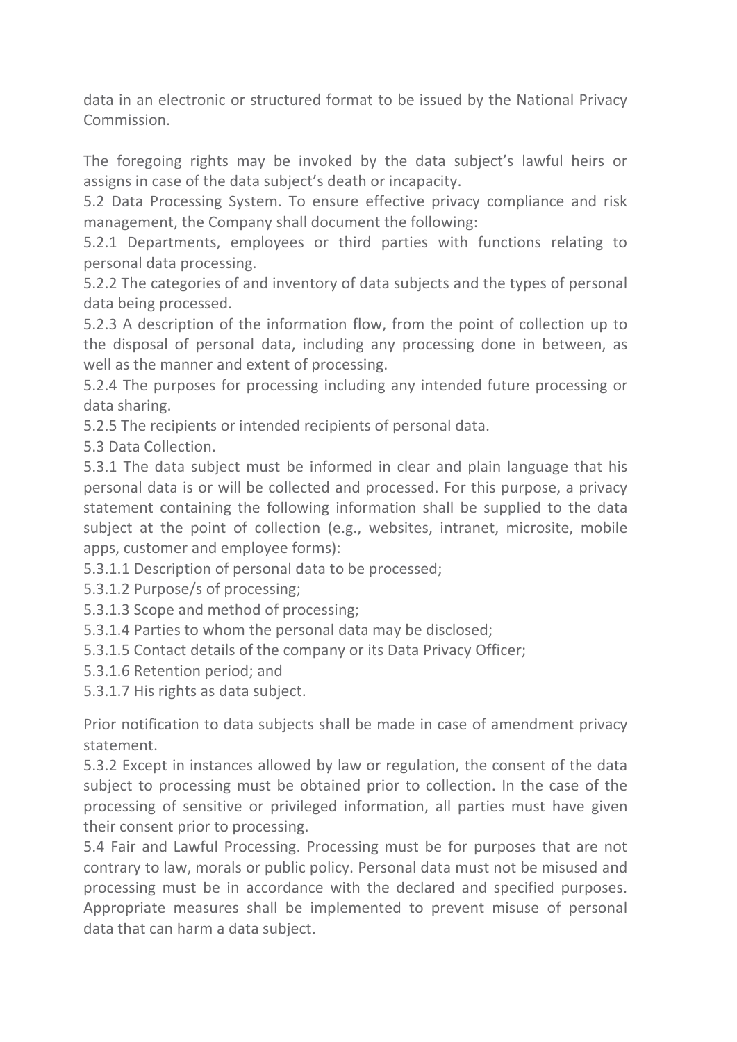data in an electronic or structured format to be issued by the National Privacy Commission.

The foregoing rights may be invoked by the data subject's lawful heirs or assigns in case of the data subject's death or incapacity.

5.2 Data Processing System. To ensure effective privacy compliance and risk management, the Company shall document the following:

5.2.1 Departments, employees or third parties with functions relating to personal data processing.

5.2.2 The categories of and inventory of data subjects and the types of personal data being processed.

5.2.3 A description of the information flow, from the point of collection up to the disposal of personal data, including any processing done in between, as well as the manner and extent of processing.

5.2.4 The purposes for processing including any intended future processing or data sharing.

5.2.5 The recipients or intended recipients of personal data.

5.3 Data Collection.

5.3.1 The data subject must be informed in clear and plain language that his personal data is or will be collected and processed. For this purpose, a privacy statement containing the following information shall be supplied to the data subject at the point of collection (e.g., websites, intranet, microsite, mobile apps, customer and employee forms):

5.3.1.1 Description of personal data to be processed;

5.3.1.2 Purpose/s of processing;

5.3.1.3 Scope and method of processing;

5.3.1.4 Parties to whom the personal data may be disclosed;

5.3.1.5 Contact details of the company or its Data Privacy Officer;

5.3.1.6 Retention period; and

5.3.1.7 His rights as data subject.

Prior notification to data subjects shall be made in case of amendment privacy statement.

5.3.2 Except in instances allowed by law or regulation, the consent of the data subject to processing must be obtained prior to collection. In the case of the processing of sensitive or privileged information, all parties must have given their consent prior to processing.

5.4 Fair and Lawful Processing. Processing must be for purposes that are not contrary to law, morals or public policy. Personal data must not be misused and processing must be in accordance with the declared and specified purposes. Appropriate measures shall be implemented to prevent misuse of personal data that can harm a data subject.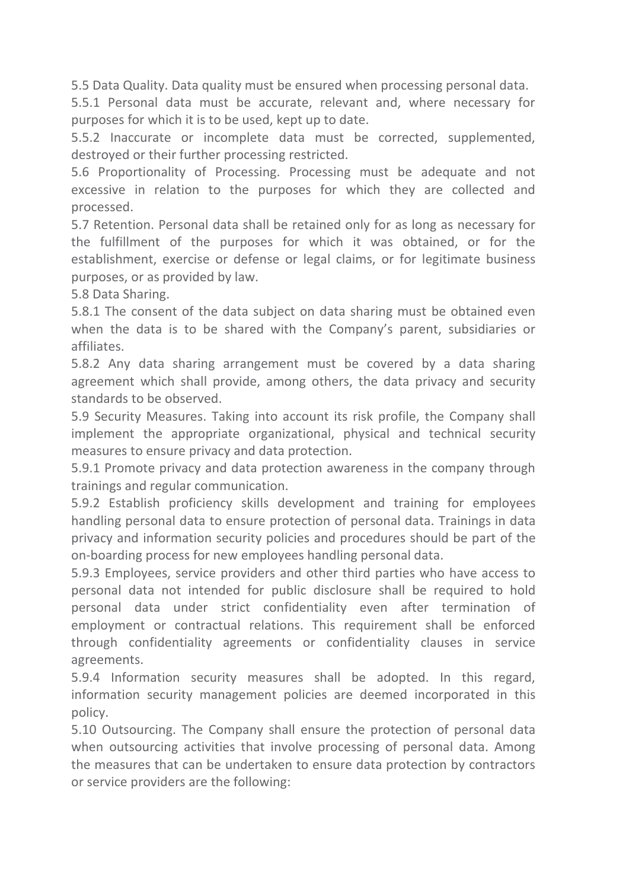5.5 Data Quality. Data quality must be ensured when processing personal data.

5.5.1 Personal data must be accurate, relevant and, where necessary for purposes for which it is to be used, kept up to date.

5.5.2 Inaccurate or incomplete data must be corrected, supplemented, destroyed or their further processing restricted.

5.6 Proportionality of Processing. Processing must be adequate and not excessive in relation to the purposes for which they are collected and processed.

5.7 Retention. Personal data shall be retained only for as long as necessary for the fulfillment of the purposes for which it was obtained, or for the establishment, exercise or defense or legal claims, or for legitimate business purposes, or as provided by law.

5.8 Data Sharing.

5.8.1 The consent of the data subject on data sharing must be obtained even when the data is to be shared with the Company's parent, subsidiaries or affiliates.

5.8.2 Any data sharing arrangement must be covered by a data sharing agreement which shall provide, among others, the data privacy and security standards to be observed.

5.9 Security Measures. Taking into account its risk profile, the Company shall implement the appropriate organizational, physical and technical security measures to ensure privacy and data protection.

5.9.1 Promote privacy and data protection awareness in the company through trainings and regular communication.

5.9.2 Establish proficiency skills development and training for employees handling personal data to ensure protection of personal data. Trainings in data privacy and information security policies and procedures should be part of the on-boarding process for new employees handling personal data.

5.9.3 Employees, service providers and other third parties who have access to personal data not intended for public disclosure shall be required to hold personal data under strict confidentiality even after termination of employment or contractual relations. This requirement shall be enforced through confidentiality agreements or confidentiality clauses in service agreements.

5.9.4 Information security measures shall be adopted. In this regard, information security management policies are deemed incorporated in this policy.

5.10 Outsourcing. The Company shall ensure the protection of personal data when outsourcing activities that involve processing of personal data. Among the measures that can be undertaken to ensure data protection by contractors or service providers are the following: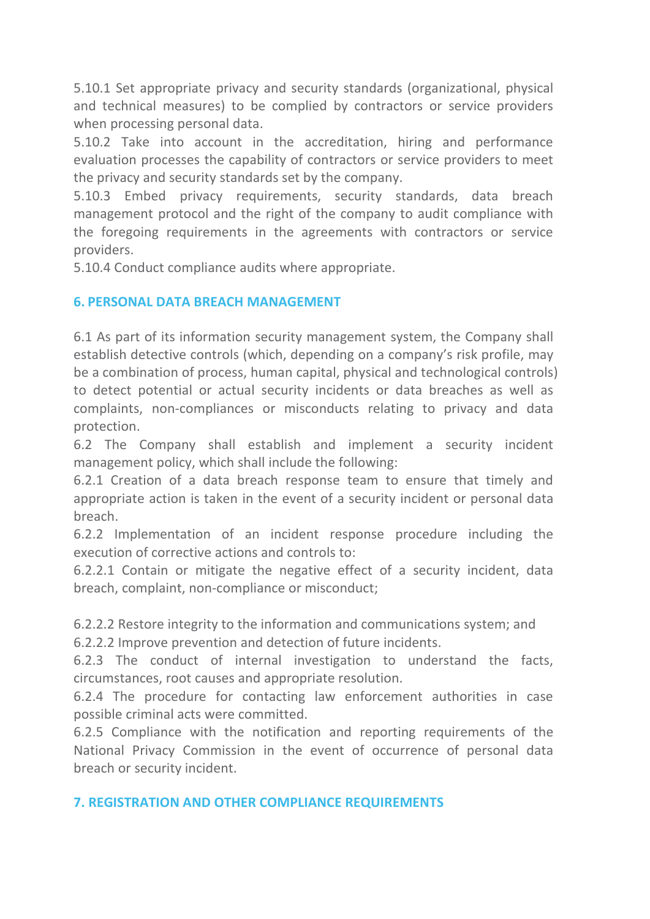5.10.1 Set appropriate privacy and security standards (organizational, physical and technical measures) to be complied by contractors or service providers when processing personal data.
5.10.2 Take into account in the accreditation, hiring and performance evaluation processes the capability of contractors or service providers to meet the privacy and security standards set by the company.
5.10.3 Embed privacy requirements, security standards, data breach management protocol and the right of the company to audit compliance with the foregoing requirements in the agreements with contractors or service providers.
5.10.4 Conduct compliance audits where appropriate.

## 6. PERSONAL DATA BREACH MANAGEMENT

6.1 As part of its information security management system, the Company shall establish detective controls (which, depending on a company's risk profile, may be a combination of process, human capital, physical and technological controls) to detect potential or actual security incidents or data breaches as well as complaints, non-compliances or misconducts relating to privacy and data protection.
6.2 The Company shall establish and implement a security incident management policy, which shall include the following:
6.2.1 Creation of a data breach response team to ensure that timely and appropriate action is taken in the event of a security incident or personal data breach.
6.2.2 Implementation of an incident response procedure including the execution of corrective actions and controls to:
6.2.2.1 Contain or mitigate the negative effect of a security incident, data breach, complaint, non-compliance or misconduct;

6.2.2.2 Restore integrity to the information and communications system; and
6.2.2.2 Improve prevention and detection of future incidents.
6.2.3 The conduct of internal investigation to understand the facts, circumstances, root causes and appropriate resolution.
6.2.4 The procedure for contacting law enforcement authorities in case possible criminal acts were committed.
6.2.5 Compliance with the notification and reporting requirements of the National Privacy Commission in the event of occurrence of personal data breach or security incident.

## 7. REGISTRATION AND OTHER COMPLIANCE REQUIREMENTS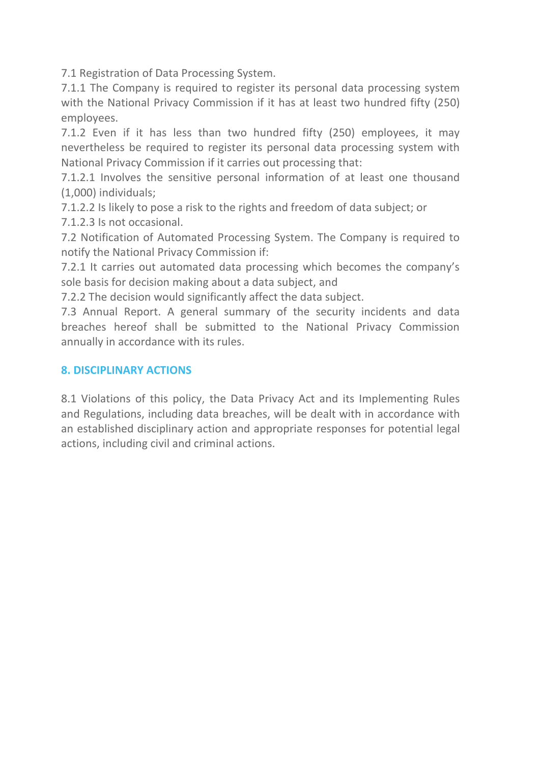7.1 Registration of Data Processing System.

7.1.1 The Company is required to register its personal data processing system with the National Privacy Commission if it has at least two hundred fifty (250) employees.

7.1.2 Even if it has less than two hundred fifty (250) employees, it may nevertheless be required to register its personal data processing system with National Privacy Commission if it carries out processing that:

7.1.2.1 Involves the sensitive personal information of at least one thousand (1,000) individuals;

7.1.2.2 Is likely to pose a risk to the rights and freedom of data subject; or

7.1.2.3 Is not occasional.

7.2 Notification of Automated Processing System. The Company is required to notify the National Privacy Commission if:

7.2.1 It carries out automated data processing which becomes the company's sole basis for decision making about a data subject, and

7.2.2 The decision would significantly affect the data subject.

7.3 Annual Report. A general summary of the security incidents and data breaches hereof shall be submitted to the National Privacy Commission annually in accordance with its rules.

## 8. DISCIPLINARY ACTIONS

8.1 Violations of this policy, the Data Privacy Act and its Implementing Rules and Regulations, including data breaches, will be dealt with in accordance with an established disciplinary action and appropriate responses for potential legal actions, including civil and criminal actions.